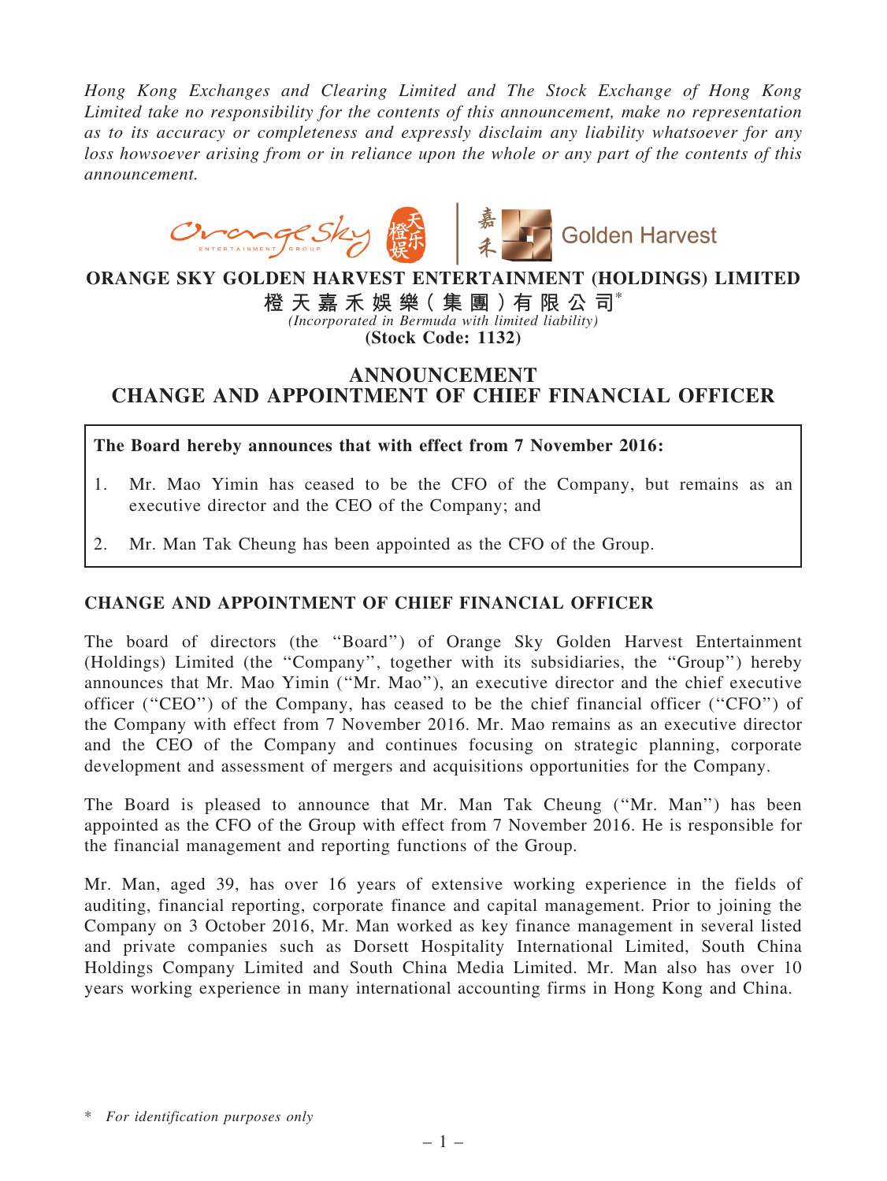*Hong Kong Exchanges and Clearing Limited and The Stock Exchange of Hong Kong Limited take no responsibility for the contents of this announcement, make no representation as to its accuracy or completeness and expressly disclaim any liability whatsoever for any loss howsoever arising from or in reliance upon the whole or any part of the contents of this announcement.*

**ORANGE SKY GOLDEN HARVEST ENTERTAINMENT (HOLDINGS) LIMITED**

**橙天嘉禾娛樂(集團)有限公司***

*(Incorporated in Bermuda with limited liability)*

**(Stock Code: 1132)**

# ANNOUNCEMENT
# CHANGE AND APPOINTMENT OF CHIEF FINANCIAL OFFICER

**The Board hereby announces that with effect from 7 November 2016:**

1. Mr. Mao Yimin has ceased to be the CFO of the Company, but remains as an executive director and the CEO of the Company; and
2. Mr. Man Tak Cheung has been appointed as the CFO of the Group.

## CHANGE AND APPOINTMENT OF CHIEF FINANCIAL OFFICER

The board of directors (the "Board") of Orange Sky Golden Harvest Entertainment (Holdings) Limited (the "Company", together with its subsidiaries, the "Group") hereby announces that Mr. Mao Yimin ("Mr. Mao"), an executive director and the chief executive officer ("CEO") of the Company, has ceased to be the chief financial officer ("CFO") of the Company with effect from 7 November 2016. Mr. Mao remains as an executive director and the CEO of the Company and continues focusing on strategic planning, corporate development and assessment of mergers and acquisitions opportunities for the Company.

The Board is pleased to announce that Mr. Man Tak Cheung ("Mr. Man") has been appointed as the CFO of the Group with effect from 7 November 2016. He is responsible for the financial management and reporting functions of the Group.

Mr. Man, aged 39, has over 16 years of extensive working experience in the fields of auditing, financial reporting, corporate finance and capital management. Prior to joining the Company on 3 October 2016, Mr. Man worked as key finance management in several listed and private companies such as Dorsett Hospitality International Limited, South China Holdings Company Limited and South China Media Limited. Mr. Man also has over 10 years working experience in many international accounting firms in Hong Kong and China.

\* *For identification purposes only*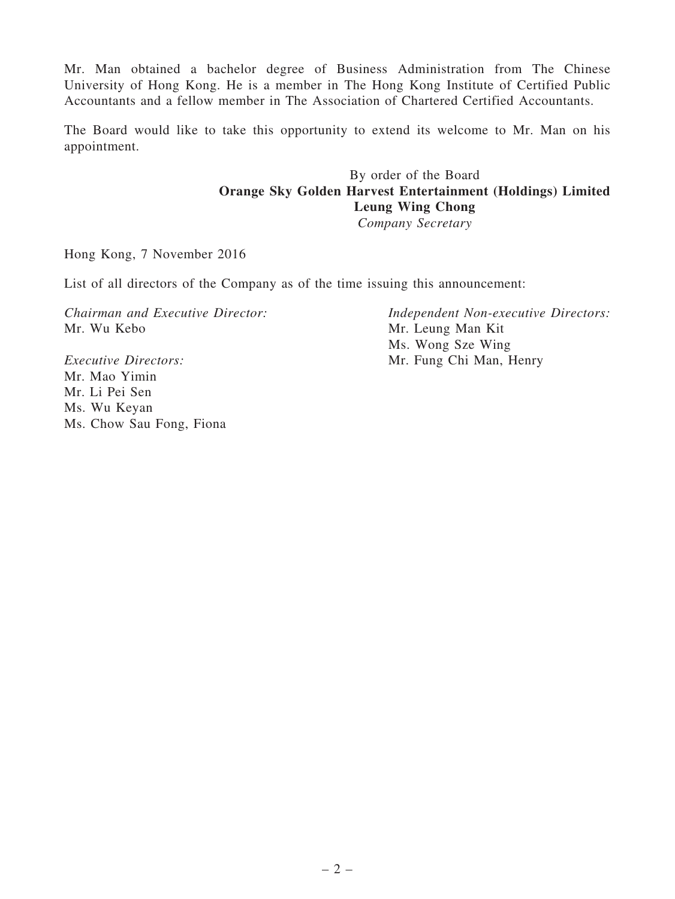Mr. Man obtained a bachelor degree of Business Administration from The Chinese University of Hong Kong. He is a member in The Hong Kong Institute of Certified Public Accountants and a fellow member in The Association of Chartered Certified Accountants.

The Board would like to take this opportunity to extend its welcome to Mr. Man on his appointment.

By order of the Board
**Orange Sky Golden Harvest Entertainment (Holdings) Limited**
**Leung Wing Chong**
*Company Secretary*

Hong Kong, 7 November 2016

List of all directors of the Company as of the time issuing this announcement:

*Chairman and Executive Director:*
Mr. Wu Kebo

*Executive Directors:*
Mr. Mao Yimin
Mr. Li Pei Sen
Ms. Wu Keyan
Ms. Chow Sau Fong, Fiona

*Independent Non-executive Directors:*
Mr. Leung Man Kit
Ms. Wong Sze Wing
Mr. Fung Chi Man, Henry